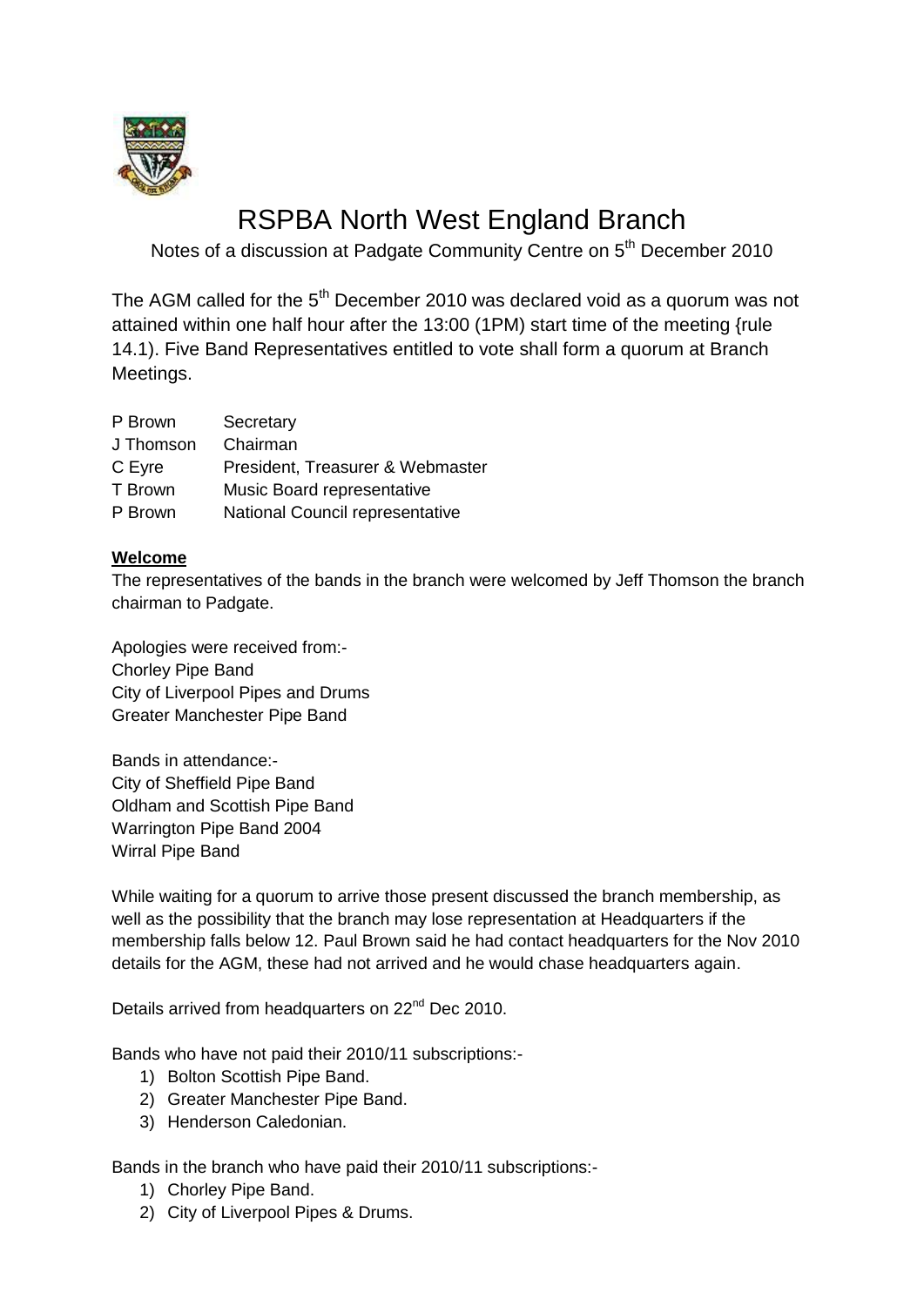# RSPBA North West England Branch

Notes of a discussion at Padgate Community Centre on 5th December 2010

The AGM called for the 5th December 2010 was declared void as a quorum was not attained within one half hour after the 13:00 (1PM) start time of the meeting {rule 14.1). Five Band Representatives entitled to vote shall form a quorum at Branch Meetings.

| | |
|---|---|
| P Brown | Secretary |
| J Thomson | Chairman |
| C Eyre | President, Treasurer & Webmaster |
| T Brown | Music Board representative |
| P Brown | National Council representative |

**Welcome**

The representatives of the bands in the branch were welcomed by Jeff Thomson the branch chairman to Padgate.

Apologies were received from:-
Chorley Pipe Band
City of Liverpool Pipes and Drums
Greater Manchester Pipe Band

Bands in attendance:-
City of Sheffield Pipe Band
Oldham and Scottish Pipe Band
Warrington Pipe Band 2004
Wirral Pipe Band

While waiting for a quorum to arrive those present discussed the branch membership, as well as the possibility that the branch may lose representation at Headquarters if the membership falls below 12. Paul Brown said he had contact headquarters for the Nov 2010 details for the AGM, these had not arrived and he would chase headquarters again.

Details arrived from headquarters on 22nd Dec 2010.

Bands who have not paid their 2010/11 subscriptions:-

1) Bolton Scottish Pipe Band.
2) Greater Manchester Pipe Band.
3) Henderson Caledonian.

Bands in the branch who have paid their 2010/11 subscriptions:-

1) Chorley Pipe Band.
2) City of Liverpool Pipes & Drums.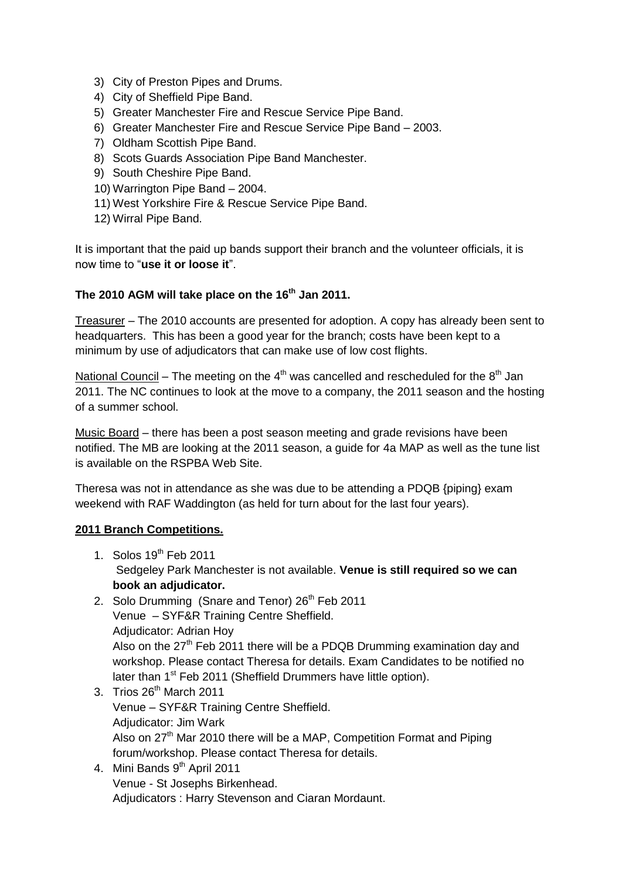3) City of Preston Pipes and Drums.
4) City of Sheffield Pipe Band.
5) Greater Manchester Fire and Rescue Service Pipe Band.
6) Greater Manchester Fire and Rescue Service Pipe Band – 2003.
7) Oldham Scottish Pipe Band.
8) Scots Guards Association Pipe Band Manchester.
9) South Cheshire Pipe Band.
10) Warrington Pipe Band – 2004.
11) West Yorkshire Fire & Rescue Service Pipe Band.
12) Wirral Pipe Band.

It is important that the paid up bands support their branch and the volunteer officials, it is now time to "**use it or loose it**".

**The 2010 AGM will take place on the 16th Jan 2011.**

Treasurer – The 2010 accounts are presented for adoption. A copy has already been sent to headquarters. This has been a good year for the branch; costs have been kept to a minimum by use of adjudicators that can make use of low cost flights.

National Council – The meeting on the 4th was cancelled and rescheduled for the 8th Jan 2011. The NC continues to look at the move to a company, the 2011 season and the hosting of a summer school.

Music Board – there has been a post season meeting and grade revisions have been notified. The MB are looking at the 2011 season, a guide for 4a MAP as well as the tune list is available on the RSPBA Web Site.

Theresa was not in attendance as she was due to be attending a PDQB {piping} exam weekend with RAF Waddington (as held for turn about for the last four years).

**2011 Branch Competitions.**

1. Solos 19th Feb 2011
   Sedgeley Park Manchester is not available. **Venue is still required so we can book an adjudicator.**
2. Solo Drumming (Snare and Tenor) 26th Feb 2011
   Venue – SYF&R Training Centre Sheffield.
   Adjudicator: Adrian Hoy
   Also on the 27th Feb 2011 there will be a PDQB Drumming examination day and workshop. Please contact Theresa for details. Exam Candidates to be notified no later than 1st Feb 2011 (Sheffield Drummers have little option).
3. Trios 26th March 2011
   Venue – SYF&R Training Centre Sheffield.
   Adjudicator: Jim Wark
   Also on 27th Mar 2010 there will be a MAP, Competition Format and Piping forum/workshop. Please contact Theresa for details.
4. Mini Bands 9th April 2011
   Venue - St Josephs Birkenhead.
   Adjudicators : Harry Stevenson and Ciaran Mordaunt.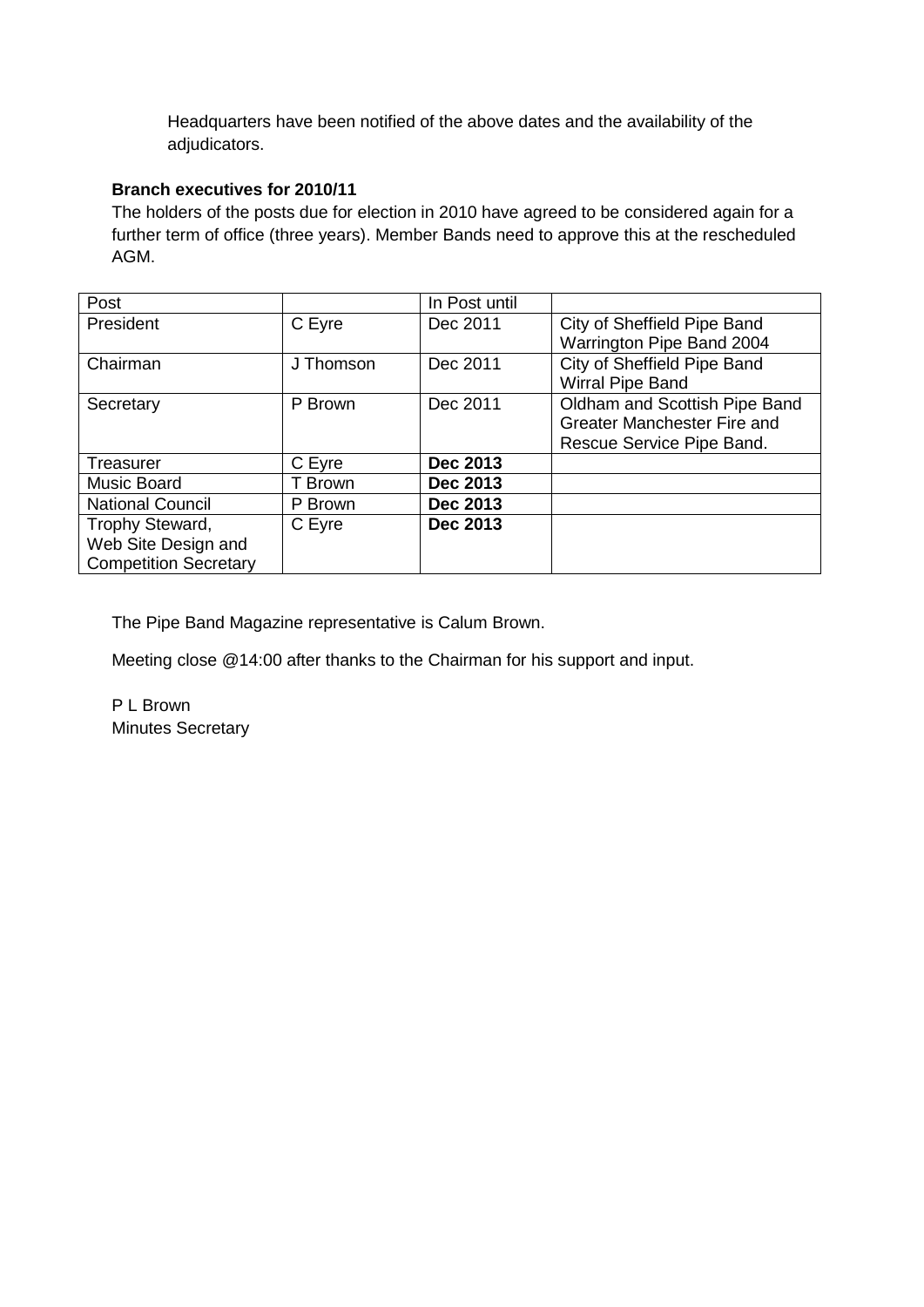Headquarters have been notified of the above dates and the availability of the adjudicators.

**Branch executives for 2010/11**

The holders of the posts due for election in 2010 have agreed to be considered again for a further term of office (three years). Member Bands need to approve this at the rescheduled AGM.

| Post | | In Post until | |
|---|---|---|---|
| President | C Eyre | Dec 2011 | City of Sheffield Pipe Band<br>Warrington Pipe Band 2004 |
| Chairman | J Thomson | Dec 2011 | City of Sheffield Pipe Band<br>Wirral Pipe Band |
| Secretary | P Brown | Dec 2011 | Oldham and Scottish Pipe Band<br>Greater Manchester Fire and Rescue Service Pipe Band. |
| Treasurer | C Eyre | **Dec 2013** | |
| Music Board | T Brown | **Dec 2013** | |
| National Council | P Brown | **Dec 2013** | |
| Trophy Steward, Web Site Design and Competition Secretary | C Eyre | **Dec 2013** | |

The Pipe Band Magazine representative is Calum Brown.

Meeting close @14:00 after thanks to the Chairman for his support and input.

P L Brown
Minutes Secretary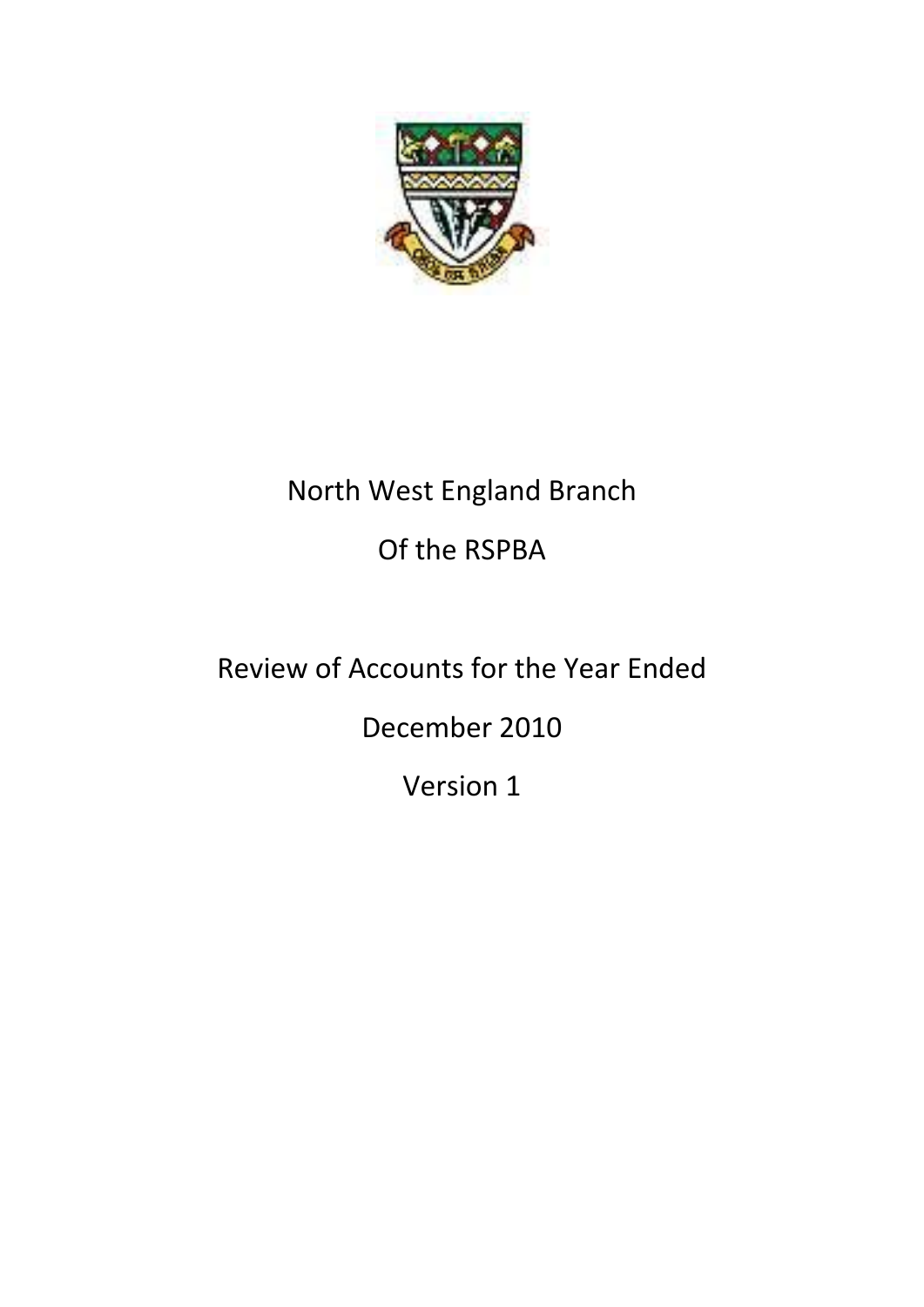North West England Branch

Of the RSPBA

Review of Accounts for the Year Ended

December 2010

Version 1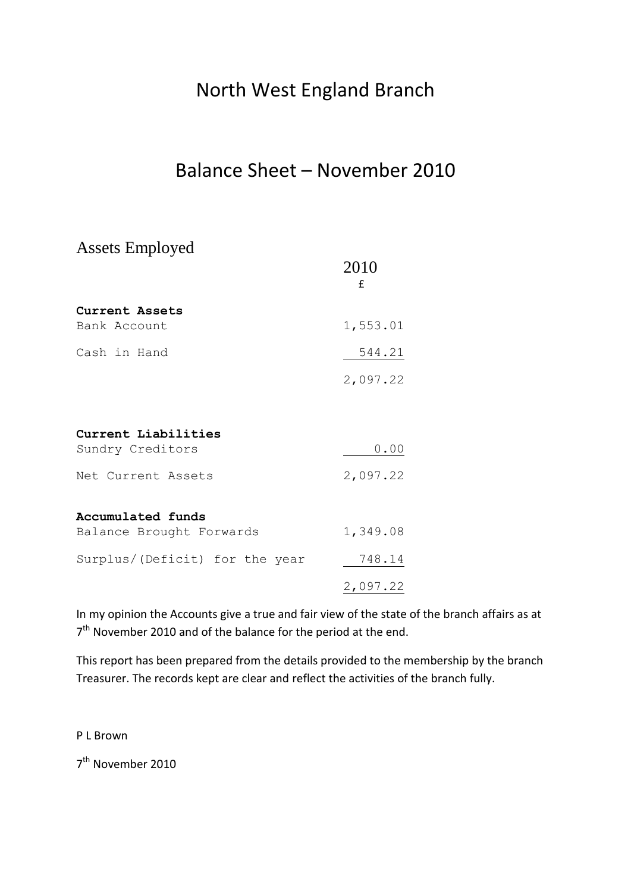# North West England Branch

## Balance Sheet – November 2010

### Assets Employed

| | 2010 |
|---|---|
| | £ |
| **Current Assets** | |
| Bank Account | 1,553.01 |
| Cash in Hand | 544.21 |
| | 2,097.22 |
| | |
| **Current Liabilities** | |
| Sundry Creditors | 0.00 |
| Net Current Assets | 2,097.22 |
| | |
| **Accumulated funds** | |
| Balance Brought Forwards | 1,349.08 |
| Surplus/(Deficit) for the year | 748.14 |
| | 2,097.22 |

In my opinion the Accounts give a true and fair view of the state of the branch affairs as at 7th November 2010 and of the balance for the period at the end.

This report has been prepared from the details provided to the membership by the branch Treasurer. The records kept are clear and reflect the activities of the branch fully.

P L Brown

7th November 2010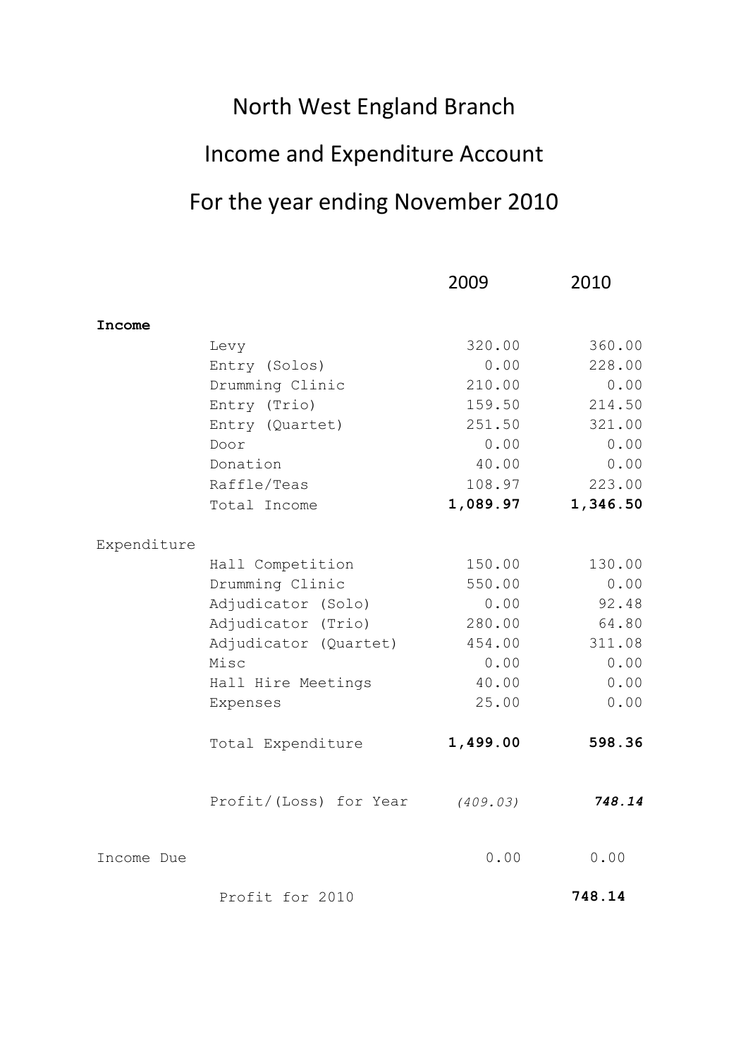# North West England Branch

## Income and Expenditure Account

## For the year ending November 2010

| | | 2009 | 2010 |
|---|---|---|---|
| **Income** | | | |
| | Levy | 320.00 | 360.00 |
| | Entry (Solos) | 0.00 | 228.00 |
| | Drumming Clinic | 210.00 | 0.00 |
| | Entry (Trio) | 159.50 | 214.50 |
| | Entry (Quartet) | 251.50 | 321.00 |
| | Door | 0.00 | 0.00 |
| | Donation | 40.00 | 0.00 |
| | Raffle/Teas | 108.97 | 223.00 |
| | Total Income | **1,089.97** | **1,346.50** |
| Expenditure | | | |
| | Hall Competition | 150.00 | 130.00 |
| | Drumming Clinic | 550.00 | 0.00 |
| | Adjudicator (Solo) | 0.00 | 92.48 |
| | Adjudicator (Trio) | 280.00 | 64.80 |
| | Adjudicator (Quartet) | 454.00 | 311.08 |
| | Misc | 0.00 | 0.00 |
| | Hall Hire Meetings | 40.00 | 0.00 |
| | Expenses | 25.00 | 0.00 |
| | Total Expenditure | **1,499.00** | **598.36** |
| | Profit/(Loss) for Year | *(409.03)* | ***748.14*** |
| Income Due | | 0.00 | 0.00 |
| | Profit for 2010 | | **748.14** |